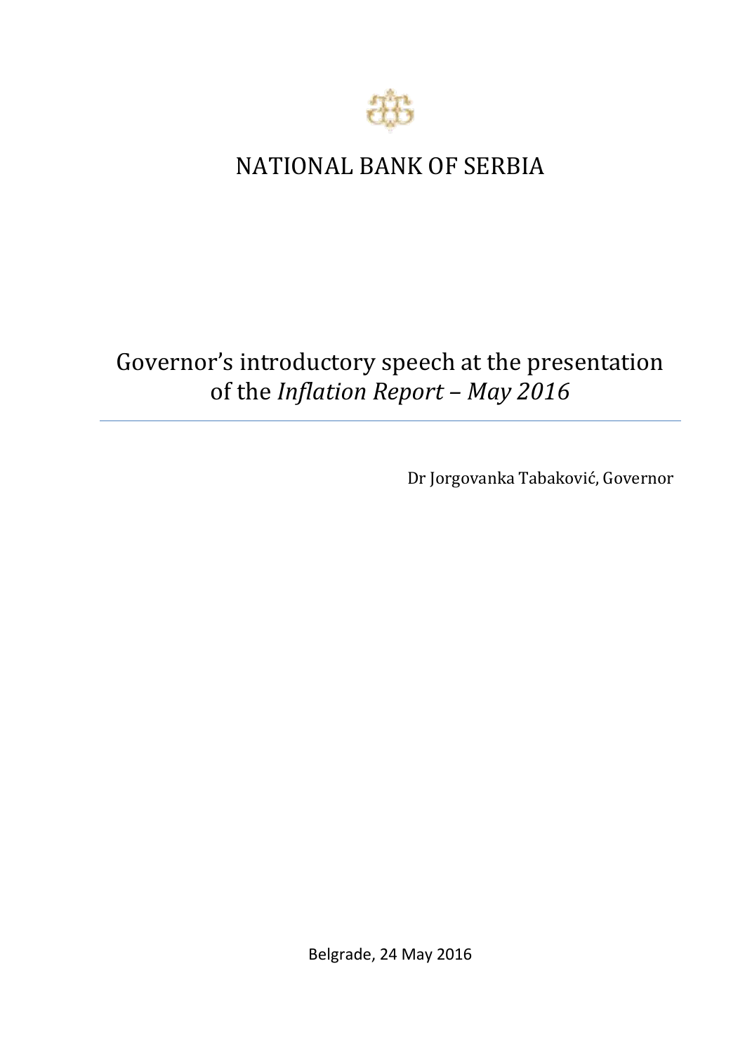# NATIONAL BANK OF SERBIA

## Governor's introductory speech at the presentation of the *Inflation Report – May 2016*

Dr Jorgovanka Tabaković, Governor

Belgrade, 24 May 2016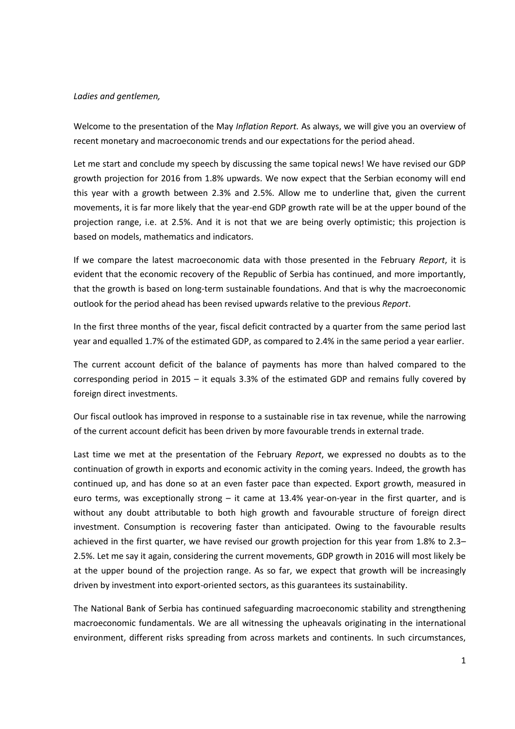*Ladies and gentlemen,*

Welcome to the presentation of the May *Inflation Report.* As always, we will give you an overview of recent monetary and macroeconomic trends and our expectations for the period ahead.

Let me start and conclude my speech by discussing the same topical news! We have revised our GDP growth projection for 2016 from 1.8% upwards. We now expect that the Serbian economy will end this year with a growth between 2.3% and 2.5%. Allow me to underline that, given the current movements, it is far more likely that the year-end GDP growth rate will be at the upper bound of the projection range, i.e. at 2.5%. And it is not that we are being overly optimistic; this projection is based on models, mathematics and indicators.

If we compare the latest macroeconomic data with those presented in the February *Report*, it is evident that the economic recovery of the Republic of Serbia has continued, and more importantly, that the growth is based on long-term sustainable foundations. And that is why the macroeconomic outlook for the period ahead has been revised upwards relative to the previous *Report*.

In the first three months of the year, fiscal deficit contracted by a quarter from the same period last year and equalled 1.7% of the estimated GDP, as compared to 2.4% in the same period a year earlier.

The current account deficit of the balance of payments has more than halved compared to the corresponding period in 2015 – it equals 3.3% of the estimated GDP and remains fully covered by foreign direct investments.

Our fiscal outlook has improved in response to a sustainable rise in tax revenue, while the narrowing of the current account deficit has been driven by more favourable trends in external trade.

Last time we met at the presentation of the February *Report*, we expressed no doubts as to the continuation of growth in exports and economic activity in the coming years. Indeed, the growth has continued up, and has done so at an even faster pace than expected. Export growth, measured in euro terms, was exceptionally strong – it came at 13.4% year-on-year in the first quarter, and is without any doubt attributable to both high growth and favourable structure of foreign direct investment. Consumption is recovering faster than anticipated. Owing to the favourable results achieved in the first quarter, we have revised our growth projection for this year from 1.8% to 2.3–2.5%. Let me say it again, considering the current movements, GDP growth in 2016 will most likely be at the upper bound of the projection range. As so far, we expect that growth will be increasingly driven by investment into export-oriented sectors, as this guarantees its sustainability.

The National Bank of Serbia has continued safeguarding macroeconomic stability and strengthening macroeconomic fundamentals. We are all witnessing the upheavals originating in the international environment, different risks spreading from across markets and continents. In such circumstances,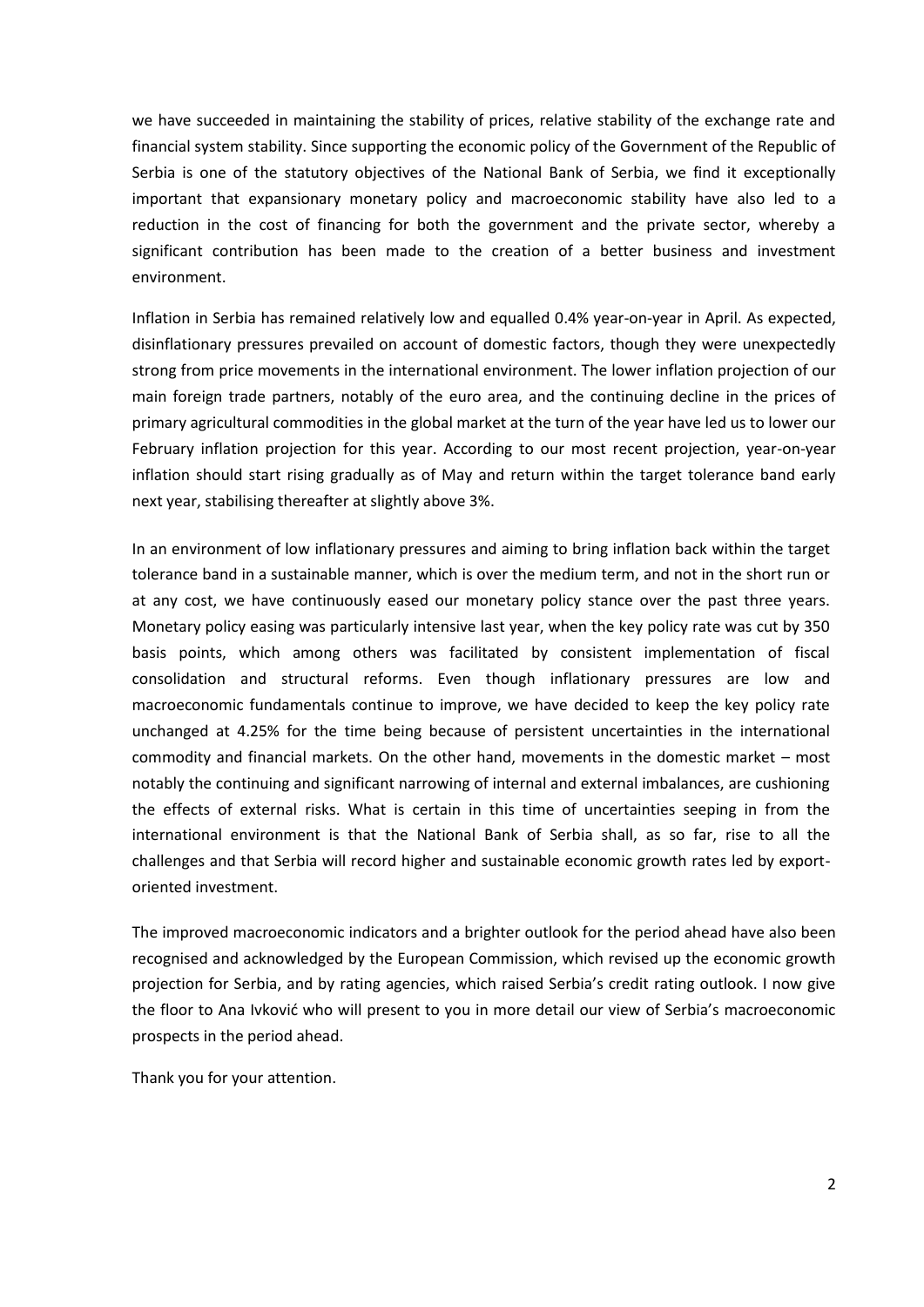we have succeeded in maintaining the stability of prices, relative stability of the exchange rate and financial system stability. Since supporting the economic policy of the Government of the Republic of Serbia is one of the statutory objectives of the National Bank of Serbia, we find it exceptionally important that expansionary monetary policy and macroeconomic stability have also led to a reduction in the cost of financing for both the government and the private sector, whereby a significant contribution has been made to the creation of a better business and investment environment.

Inflation in Serbia has remained relatively low and equalled 0.4% year-on-year in April. As expected, disinflationary pressures prevailed on account of domestic factors, though they were unexpectedly strong from price movements in the international environment. The lower inflation projection of our main foreign trade partners, notably of the euro area, and the continuing decline in the prices of primary agricultural commodities in the global market at the turn of the year have led us to lower our February inflation projection for this year. According to our most recent projection, year-on-year inflation should start rising gradually as of May and return within the target tolerance band early next year, stabilising thereafter at slightly above 3%.

In an environment of low inflationary pressures and aiming to bring inflation back within the target tolerance band in a sustainable manner, which is over the medium term, and not in the short run or at any cost, we have continuously eased our monetary policy stance over the past three years. Monetary policy easing was particularly intensive last year, when the key policy rate was cut by 350 basis points, which among others was facilitated by consistent implementation of fiscal consolidation and structural reforms. Even though inflationary pressures are low and macroeconomic fundamentals continue to improve, we have decided to keep the key policy rate unchanged at 4.25% for the time being because of persistent uncertainties in the international commodity and financial markets. On the other hand, movements in the domestic market – most notably the continuing and significant narrowing of internal and external imbalances, are cushioning the effects of external risks. What is certain in this time of uncertainties seeping in from the international environment is that the National Bank of Serbia shall, as so far, rise to all the challenges and that Serbia will record higher and sustainable economic growth rates led by export-oriented investment.

The improved macroeconomic indicators and a brighter outlook for the period ahead have also been recognised and acknowledged by the European Commission, which revised up the economic growth projection for Serbia, and by rating agencies, which raised Serbia's credit rating outlook. I now give the floor to Ana Ivković who will present to you in more detail our view of Serbia's macroeconomic prospects in the period ahead.

Thank you for your attention.